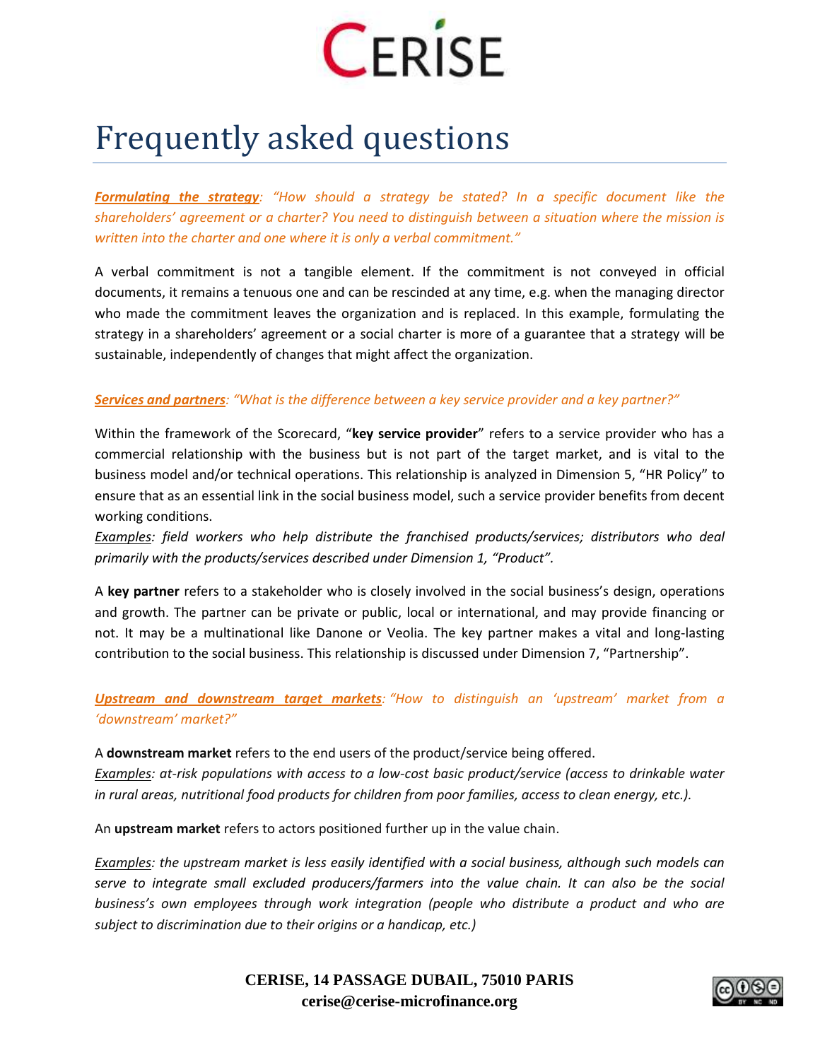# Frequently asked questions

***Formulating the strategy**: "How should a strategy be stated? In a specific document like the shareholders' agreement or a charter? You need to distinguish between a situation where the mission is written into the charter and one where it is only a verbal commitment."*

A verbal commitment is not a tangible element. If the commitment is not conveyed in official documents, it remains a tenuous one and can be rescinded at any time, e.g. when the managing director who made the commitment leaves the organization and is replaced. In this example, formulating the strategy in a shareholders' agreement or a social charter is more of a guarantee that a strategy will be sustainable, independently of changes that might affect the organization.

***Services and partners**: "What is the difference between a key service provider and a key partner?"*

Within the framework of the Scorecard, "**key service provider**" refers to a service provider who has a commercial relationship with the business but is not part of the target market, and is vital to the business model and/or technical operations. This relationship is analyzed in Dimension 5, "HR Policy" to ensure that as an essential link in the social business model, such a service provider benefits from decent working conditions.

*Examples: field workers who help distribute the franchised products/services; distributors who deal primarily with the products/services described under Dimension 1, "Product".*

A **key partner** refers to a stakeholder who is closely involved in the social business's design, operations and growth. The partner can be private or public, local or international, and may provide financing or not. It may be a multinational like Danone or Veolia. The key partner makes a vital and long-lasting contribution to the social business. This relationship is discussed under Dimension 7, "Partnership".

***Upstream and downstream target markets**: "How to distinguish an 'upstream' market from a 'downstream' market?"*

A **downstream market** refers to the end users of the product/service being offered.

*Examples: at-risk populations with access to a low-cost basic product/service (access to drinkable water in rural areas, nutritional food products for children from poor families, access to clean energy, etc.).*

An **upstream market** refers to actors positioned further up in the value chain.

*Examples: the upstream market is less easily identified with a social business, although such models can serve to integrate small excluded producers/farmers into the value chain. It can also be the social business's own employees through work integration (people who distribute a product and who are subject to discrimination due to their origins or a handicap, etc.)*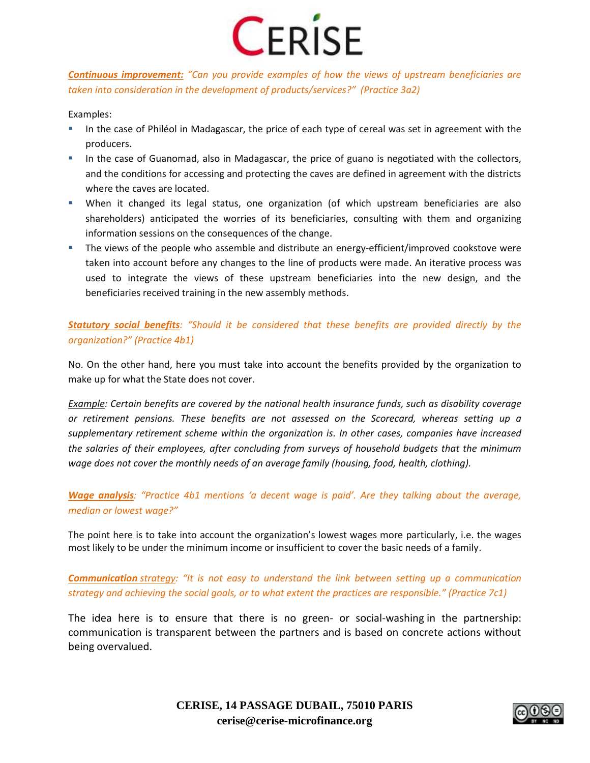***Continuous improvement:*** *"Can you provide examples of how the views of upstream beneficiaries are taken into consideration in the development of products/services?" (Practice 3a2)*

Examples:

- In the case of Philéol in Madagascar, the price of each type of cereal was set in agreement with the producers.
- In the case of Guanomad, also in Madagascar, the price of guano is negotiated with the collectors, and the conditions for accessing and protecting the caves are defined in agreement with the districts where the caves are located.
- When it changed its legal status, one organization (of which upstream beneficiaries are also shareholders) anticipated the worries of its beneficiaries, consulting with them and organizing information sessions on the consequences of the change.
- The views of the people who assemble and distribute an energy-efficient/improved cookstove were taken into account before any changes to the line of products were made. An iterative process was used to integrate the views of these upstream beneficiaries into the new design, and the beneficiaries received training in the new assembly methods.

***Statutory social benefits****: "Should it be considered that these benefits are provided directly by the organization?" (Practice 4b1)*

No. On the other hand, here you must take into account the benefits provided by the organization to make up for what the State does not cover.

*Example: Certain benefits are covered by the national health insurance funds, such as disability coverage or retirement pensions. These benefits are not assessed on the Scorecard, whereas setting up a supplementary retirement scheme within the organization is. In other cases, companies have increased the salaries of their employees, after concluding from surveys of household budgets that the minimum wage does not cover the monthly needs of an average family (housing, food, health, clothing).*

***Wage analysis****: "Practice 4b1 mentions 'a decent wage is paid'. Are they talking about the average, median or lowest wage?"*

The point here is to take into account the organization's lowest wages more particularly, i.e. the wages most likely to be under the minimum income or insufficient to cover the basic needs of a family.

***Communication** strategy: "It is not easy to understand the link between setting up a communication strategy and achieving the social goals, or to what extent the practices are responsible." (Practice 7c1)*

The idea here is to ensure that there is no green- or social-washing in the partnership: communication is transparent between the partners and is based on concrete actions without being overvalued.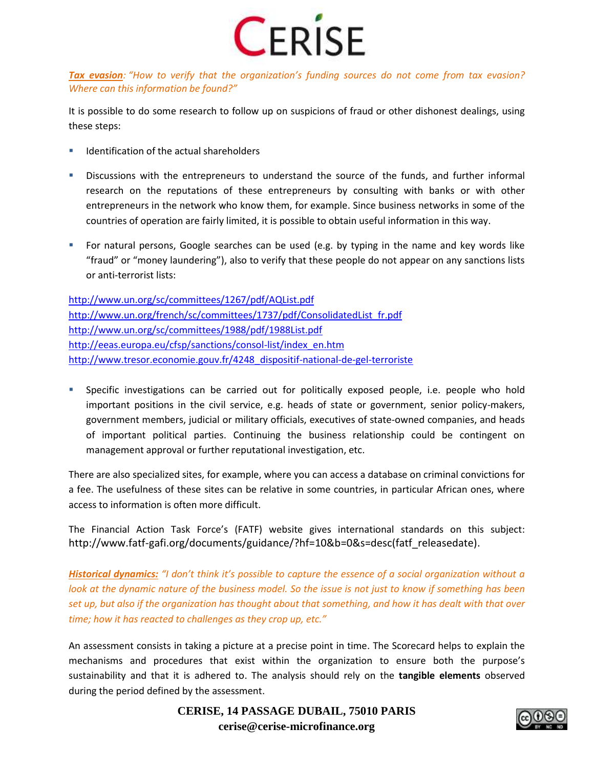***Tax evasion**: "How to verify that the organization's funding sources do not come from tax evasion? Where can this information be found?"*

It is possible to do some research to follow up on suspicions of fraud or other dishonest dealings, using these steps:

- Identification of the actual shareholders
- Discussions with the entrepreneurs to understand the source of the funds, and further informal research on the reputations of these entrepreneurs by consulting with banks or with other entrepreneurs in the network who know them, for example. Since business networks in some of the countries of operation are fairly limited, it is possible to obtain useful information in this way.
- For natural persons, Google searches can be used (e.g. by typing in the name and key words like "fraud" or "money laundering"), also to verify that these people do not appear on any sanctions lists or anti-terrorist lists:

http://www.un.org/sc/committees/1267/pdf/AQList.pdf
http://www.un.org/french/sc/committees/1737/pdf/ConsolidatedList_fr.pdf
http://www.un.org/sc/committees/1988/pdf/1988List.pdf
http://eeas.europa.eu/cfsp/sanctions/consol-list/index_en.htm
http://www.tresor.economie.gouv.fr/4248_dispositif-national-de-gel-terroriste

- Specific investigations can be carried out for politically exposed people, i.e. people who hold important positions in the civil service, e.g. heads of state or government, senior policy-makers, government members, judicial or military officials, executives of state-owned companies, and heads of important political parties. Continuing the business relationship could be contingent on management approval or further reputational investigation, etc.

There are also specialized sites, for example, where you can access a database on criminal convictions for a fee. The usefulness of these sites can be relative in some countries, in particular African ones, where access to information is often more difficult.

The Financial Action Task Force's (FATF) website gives international standards on this subject: http://www.fatf-gafi.org/documents/guidance/?hf=10&b=0&s=desc(fatf_releasedate).

***Historical dynamics:** "I don't think it's possible to capture the essence of a social organization without a look at the dynamic nature of the business model. So the issue is not just to know if something has been set up, but also if the organization has thought about that something, and how it has dealt with that over time; how it has reacted to challenges as they crop up, etc."*

An assessment consists in taking a picture at a precise point in time. The Scorecard helps to explain the mechanisms and procedures that exist within the organization to ensure both the purpose's sustainability and that it is adhered to. The analysis should rely on the **tangible elements** observed during the period defined by the assessment.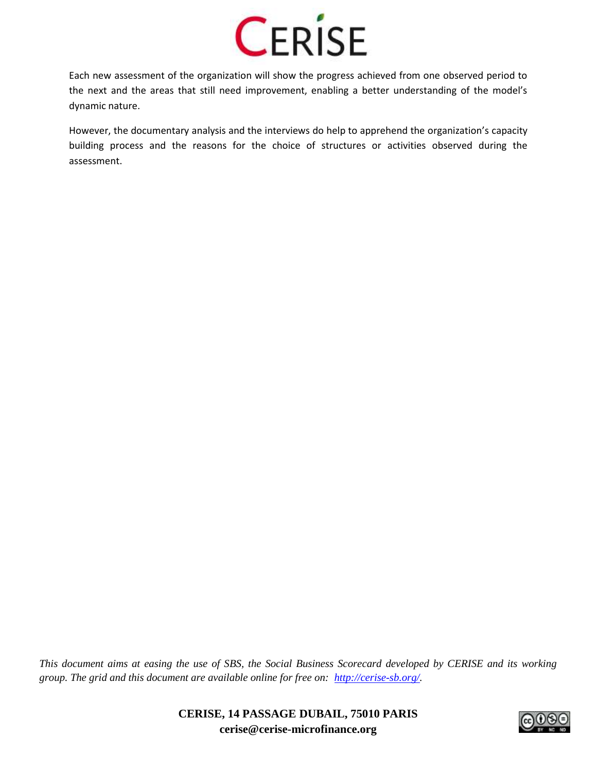Each new assessment of the organization will show the progress achieved from one observed period to the next and the areas that still need improvement, enabling a better understanding of the model's dynamic nature.

However, the documentary analysis and the interviews do help to apprehend the organization's capacity building process and the reasons for the choice of structures or activities observed during the assessment.

*This document aims at easing the use of SBS, the Social Business Scorecard developed by CERISE and its working group. The grid and this document are available online for free on: [http://cerise-sb.org/](http://cerise-sb.org/).*

**CERISE, 14 PASSAGE DUBAIL, 75010 PARIS**
**cerise@cerise-microfinance.org**